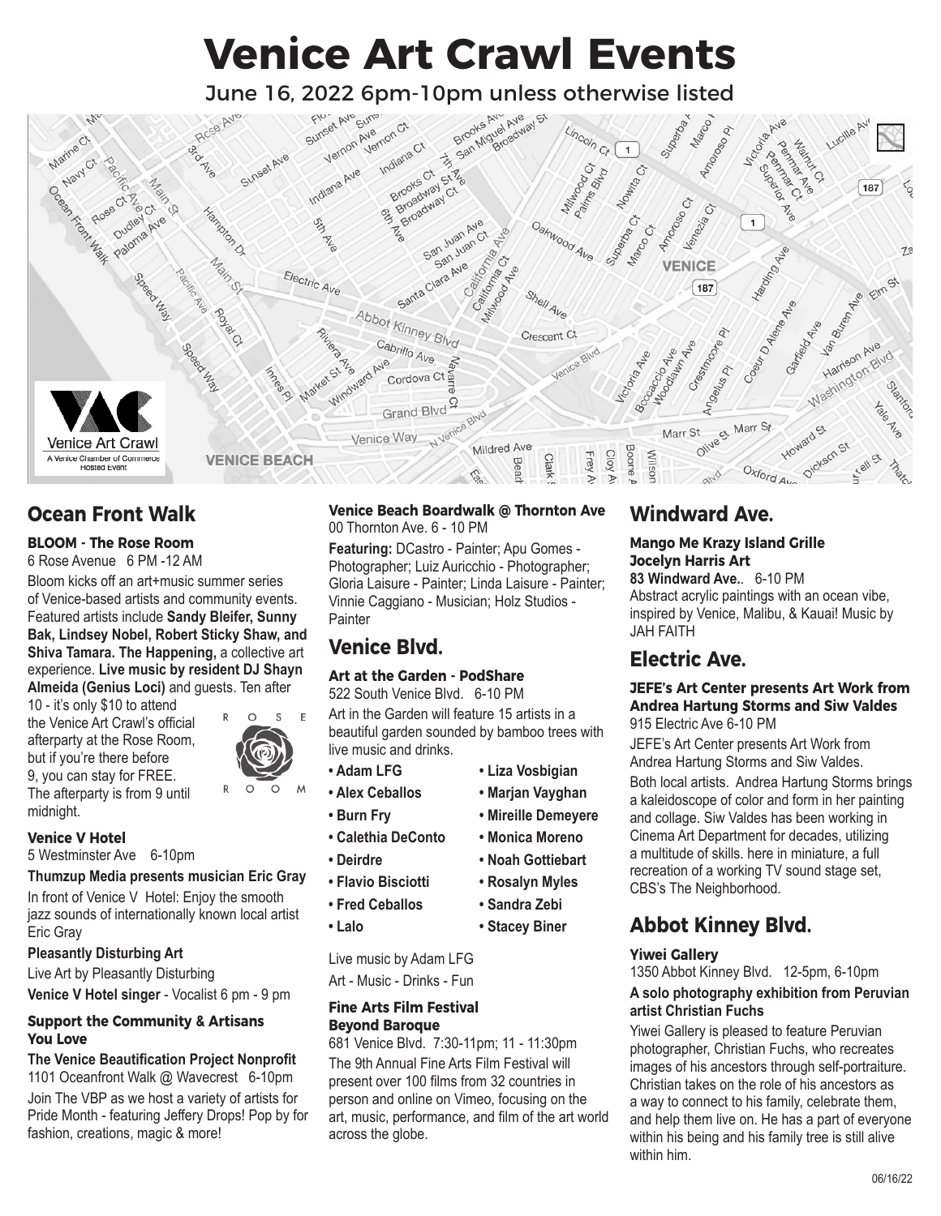# Venice Art Crawl Events

June 16, 2022 6pm-10pm unless otherwise listed

## Ocean Front Walk

### BLOOM - The Rose Room

6 Rose Avenue 6 PM -12 AM

Bloom kicks off an art+music summer series of Venice-based artists and community events. Featured artists include **Sandy Bleifer, Sunny Bak, Lindsey Nobel, Robert Sticky Shaw, and Shiva Tamara. The Happening,** a collective art experience. **Live music by resident DJ Shayn Almeida (Genius Loci)** and guests. Ten after 10 - it's only $10 to attend the Venice Art Crawl's official afterparty at the Rose Room, but if you're there before 9, you can stay for FREE. The afterparty is from 9 until midnight.

### Venice V Hotel

5 Westminster Ave 6-10pm

**Thumzup Media presents musician Eric Gray**

In front of Venice V Hotel: Enjoy the smooth jazz sounds of internationally known local artist Eric Gray

**Pleasantly Disturbing Art**

Live Art by Pleasantly Disturbing

**Venice V Hotel singer** - Vocalist 6 pm - 9 pm

### Support the Community & Artisans You Love

**The Venice Beautification Project Nonprofit**
1101 Oceanfront Walk @ Wavecrest 6-10pm

Join The VBP as we host a variety of artists for Pride Month - featuring Jeffery Drops! Pop by for fashion, creations, magic & more!

### Venice Beach Boardwalk @ Thornton Ave

00 Thornton Ave. 6 - 10 PM

**Featuring:** DCastro - Painter; Apu Gomes - Photographer; Luiz Auricchio - Photographer; Gloria Laisure - Painter; Linda Laisure - Painter; Vinnie Caggiano - Musician; Holz Studios - Painter

## Venice Blvd.

### Art at the Garden - PodShare

522 South Venice Blvd. 6-10 PM

Art in the Garden will feature 15 artists in a beautiful garden sounded by bamboo trees with live music and drinks.

- **Adam LFG**
- **Alex Ceballos**
- **Burn Fry**
- **Calethia DeConto**
- **Deirdre**
- **Flavio Bisciotti**
- **Fred Ceballos**
- **Lalo**
- **Liza Vosbigian**
- **Marjan Vayghan**
- **Mireille Demeyere**
- **Monica Moreno**
- **Noah Gottiebart**
- **Rosalyn Myles**
- **Sandra Zebi**
- **Stacey Biner**

Live music by Adam LFG

Art - Music - Drinks - Fun

### Fine Arts Film Festival Beyond Baroque

681 Venice Blvd. 7:30-11pm; 11 - 11:30pm

The 9th Annual Fine Arts Film Festival will present over 100 films from 32 countries in person and online on Vimeo, focusing on the art, music, performance, and film of the art world across the globe.

## Windward Ave.

### Mango Me Krazy Island Grille Jocelyn Harris Art

**83 Windward Ave.**. 6-10 PM

Abstract acrylic paintings with an ocean vibe, inspired by Venice, Malibu, & Kauai! Music by JAH FAITH

## Electric Ave.

### JEFE's Art Center presents Art Work from Andrea Hartung Storms and Siw Valdes

915 Electric Ave 6-10 PM

JEFE's Art Center presents Art Work from Andrea Hartung Storms and Siw Valdes.

Both local artists. Andrea Hartung Storms brings a kaleidoscope of color and form in her painting and collage. Siw Valdes has been working in Cinema Art Department for decades, utilizing a multitude of skills. here in miniature, a full recreation of a working TV sound stage set, CBS's The Neighborhood.

## Abbot Kinney Blvd.

### Yiwei Gallery

1350 Abbot Kinney Blvd. 12-5pm, 6-10pm

**A solo photography exhibition from Peruvian artist Christian Fuchs**

Yiwei Gallery is pleased to feature Peruvian photographer, Christian Fuchs, who recreates images of his ancestors through self-portraiture. Christian takes on the role of his ancestors as a way to connect to his family, celebrate them, and help them live on. He has a part of everyone within his being and his family tree is still alive within him.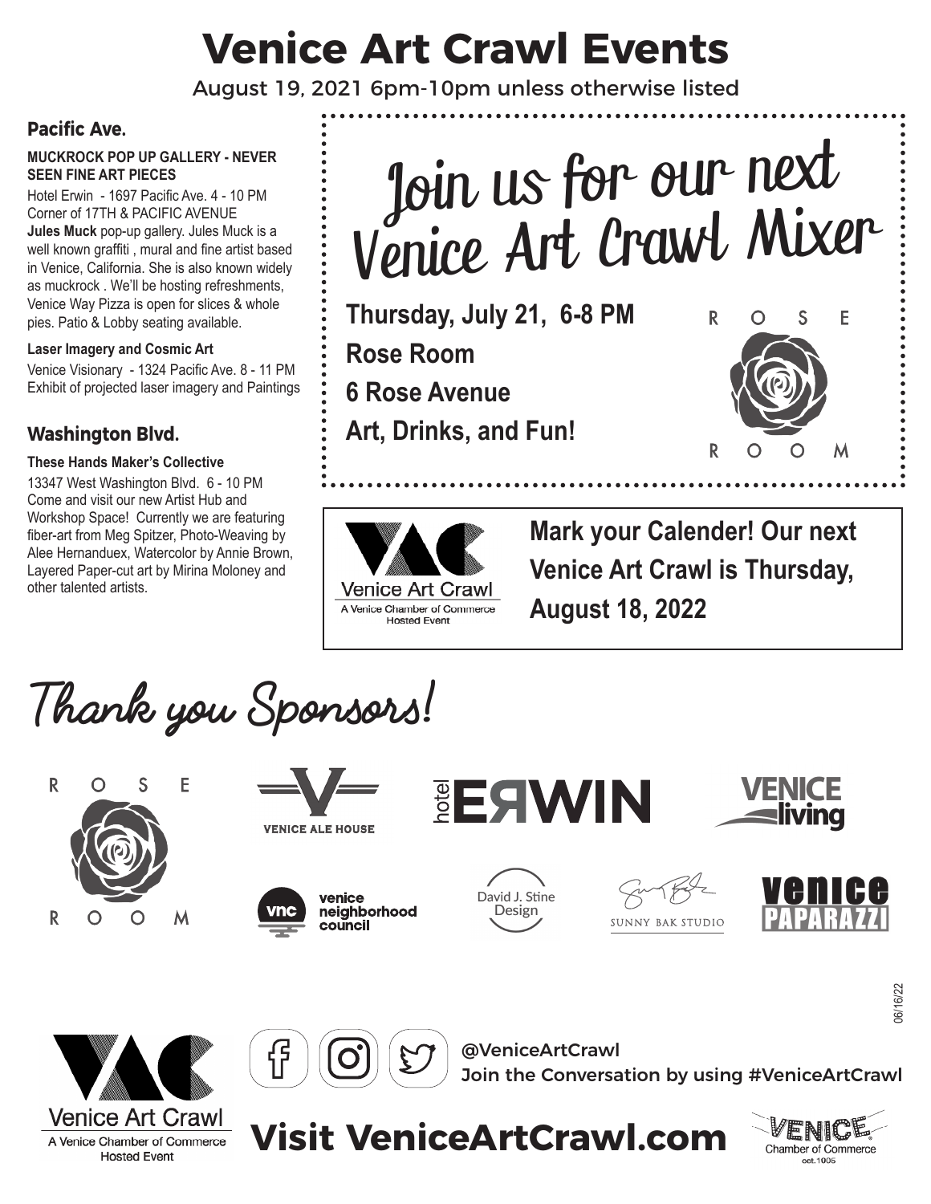# Venice Art Crawl Events

August 19, 2021 6pm-10pm unless otherwise listed

## Pacific Ave.

**MUCKROCK POP UP GALLERY - NEVER SEEN FINE ART PIECES**

Hotel Erwin - 1697 Pacific Ave. 4 - 10 PM
Corner of 17TH & PACIFIC AVENUE
**Jules Muck** pop-up gallery. Jules Muck is a well known graffiti , mural and fine artist based in Venice, California. She is also known widely as muckrock . We'll be hosting refreshments, Venice Way Pizza is open for slices & whole pies. Patio & Lobby seating available.

**Laser Imagery and Cosmic Art**

Venice Visionary - 1324 Pacific Ave. 8 - 11 PM
Exhibit of projected laser imagery and Paintings

## Washington Blvd.

**These Hands Maker's Collective**

13347 West Washington Blvd. 6 - 10 PM
Come and visit our new Artist Hub and Workshop Space! Currently we are featuring fiber-art from Meg Spitzer, Photo-Weaving by Alee Hernanduex, Watercolor by Annie Brown, Layered Paper-cut art by Mirina Moloney and other talented artists.

## Join us for our next Venice Art Crawl Mixer

**Thursday, July 21, 6-8 PM**

**Rose Room**

**6 Rose Avenue**

**Art, Drinks, and Fun!**

ROSE ROOM

Venice Art Crawl
A Venice Chamber of Commerce Hosted Event

**Mark your Calender! Our next Venice Art Crawl is Thursday, August 18, 2022**

## Thank you Sponsors!

ROSE ROOM

VENICE ALE HOUSE

hotel ERWIN

VENICE living

vnc venice neighborhood council

David J. Stine Design

SUNNY BAK STUDIO

venice PAPARAZZI

06/16/22

Venice Art Crawl
A Venice Chamber of Commerce Hosted Event

@VeniceArtCrawl
Join the Conversation by using #VeniceArtCrawl

**Visit VeniceArtCrawl.com**

VENICE Chamber of Commerce est.1906